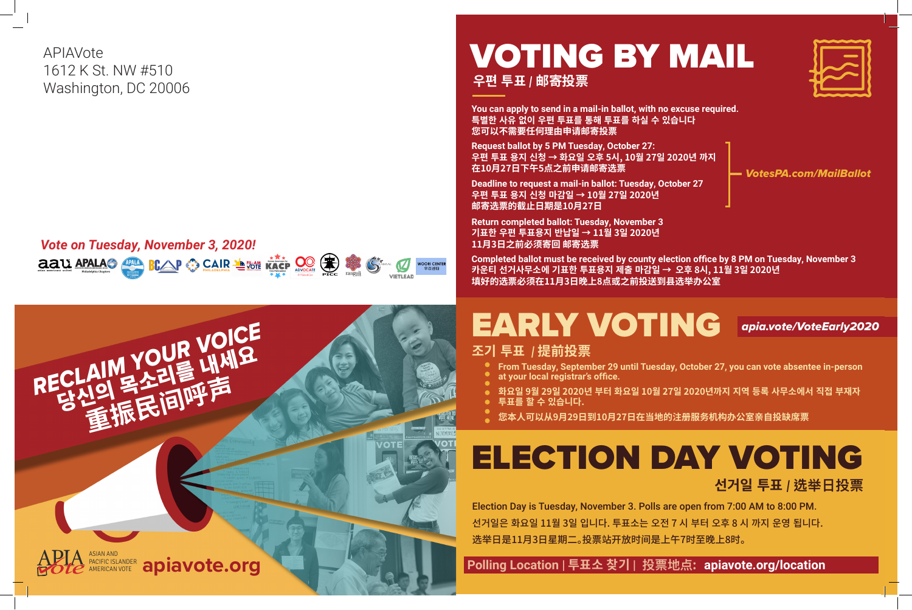APIAVote
1612 K St. NW #510
Washington, DC 20006

*Vote on Tuesday, November 3, 2020!*

RECLAIM YOUR VOICE
당신의 목소리를 내세요
重振民间呼声

APIA Vote ASIAN AND PACIFIC ISLANDER AMERICAN VOTE apiavote.org

# VOTING BY MAIL

## 우편 투표 / 邮寄投票

**You can apply to send in a mail-in ballot, with no excuse required.**
**특별한 사유 없이 우편 투표를 통해 투표를 하실 수 있습니다**
**您可以不需要任何理由申请邮寄投票**

**Request ballot by 5 PM Tuesday, October 27:**
**우편 투표 용지 신청 → 화요일 오후 5시, 10월 27일 2020년 까지**
**在10月27日下午5点之前申请邮寄选票**

**Deadline to request a mail-in ballot: Tuesday, October 27**
**우편 투표 용지 신청 마감일 → 10월 27일 2020년**
**邮寄选票的截止日期是10月27日**

*VotesPA.com/MailBallot*

**Return completed ballot: Tuesday, November 3**
**기표한 우편 투표용지 반납일 → 11월 3일 2020년**
**11月3日之前必须寄回 邮寄选票**

**Completed ballot must be received by county election office by 8 PM on Tuesday, November 3**
**카운티 선거사무소에 기표한 투표용지 제출 마감일 → 오후 8시, 11월 3일 2020년**
**填好的选票必须在11月3日晚上8点或之前投送到县选举办公室**

# EARLY VOTING

*apia.vote/VoteEarly2020*

## 조기 투표 / 提前投票

- **From Tuesday, September 29 until Tuesday, October 27, you can vote absentee in-person at your local registrar's office.**
- **화요일 9월 29일 2020년 부터 화요일 10월 27일 2020년까지 지역 등록 사무소에서 직접 부재자 투표를 할 수 있습니다.**
- **您本人可以从9月29日到10月27日在当地的注册服务机构办公室亲自投缺席票**

# ELECTION DAY VOTING

## 선거일 투표 / 选举日投票

Election Day is Tuesday, November 3. Polls are open from 7:00 AM to 8:00 PM.
선거일은 화요일 11월 3일 입니다. 투표소는 오전 7 시 부터 오후 8 시 까지 운영 됩니다.
选举日是11月3日星期二。投票站开放时间是上午7时至晚上8时。

**Polling Location | 투표소 찾기 | 投票地点: apiavote.org/location**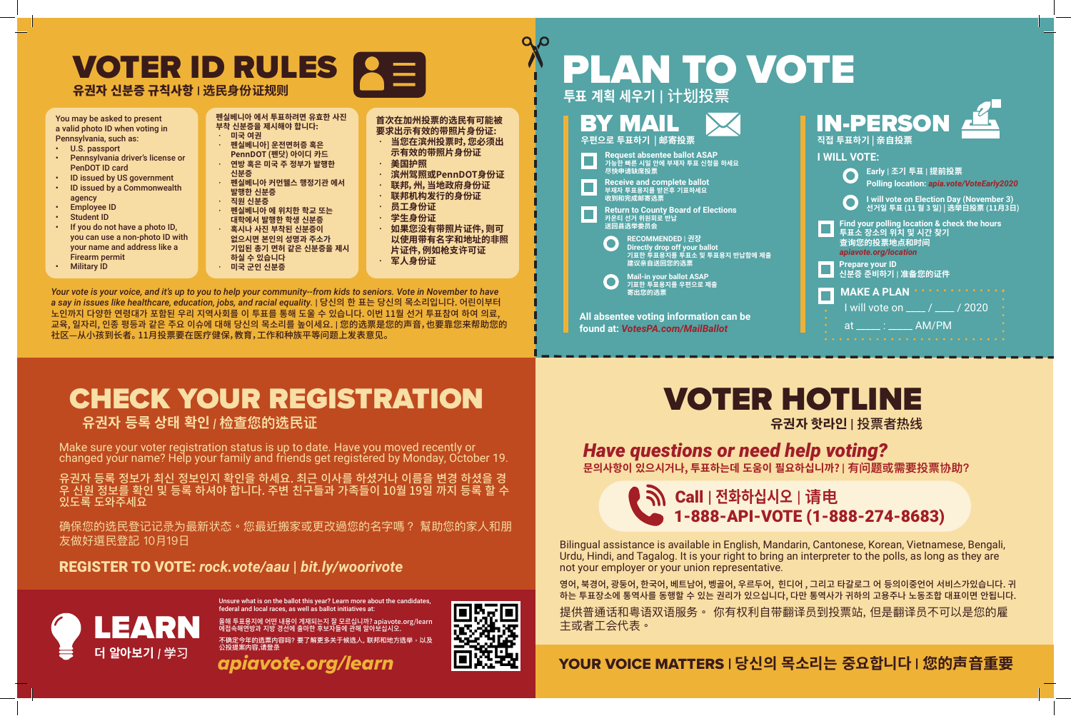# VOTER ID RULES

**유권자 신분증 규칙사항 | 选民身份证规则**

You may be asked to present a valid photo ID when voting in Pennsylvania, such as:

- U.S. passport
- Pennsylvania driver's license or PennDOT ID card
- ID issued by US government
- ID issued by a Commonwealth agency
- Employee ID
- Student ID
- If you do not have a photo ID, you can use a non-photo ID with your name and address like a Firearm permit
- Military ID

펜실베니아 에서 투표하려면 유효한 사진 부착 신분증을 제시해야 합니다:

- 미국 여권
- 펜실베니아] 운전면허증 혹은 PennDOT (펜닷) 아이디 카드
- 연방 혹은 미국 주 정부가 발행한 신분증
- 펜실베니아 커먼웰스 행정기관 에서 발행한 신분증
- 직원 신분증
- 펜실베니아 에 위치한 학교 또는 대학에서 발행한 학생 신분증
- 혹시나 사진 부착한 신분증이 없으시면 본인의 성명과 주소가 기입된 총기 면허 같은 신분증을 제시 하실 수 있습니다
- 미국 군인 신분증

首次在加州投票的选民有可能被要求出示有效的带照片身份证:

- 当您在滨州投票时, 您必须出示有效的带照片身份证
- 美国护照
- 滨州驾照或PennDOT身份证
- 联邦, 州, 当地政府身份证
- 联邦机构发行的身份证
- 员工身份证
- 学生身份证
- 如果您没有带照片证件, 则可以使用带有名字和地址的非照片证件, 例如枪支许可证
- 军人身份证

*Your vote is your voice, and it's up to you to help your community--from kids to seniors. Vote in November to have a say in issues like healthcare, education, jobs, and racial equality.* | 당신의 한 표는 당신의 목소리입니다. 어린이부터 노인까지 다양한 연령대가 포함된 우리 지역사회를 이 투표를 통해 도울 수 있습니다. 이번 11월 선거 투표참여 하여 의료, 교육, 일자리, 인종 평등과 같은 주요 이슈에 대해 당신의 목소리를 높이세요. | 您的选票是您的声音, 也要靠您来帮助您的社区—从小孩到长者。11月投票要在医疗健保, 教育, 工作和种族平等问题上发表意见。

# PLAN TO VOTE

**투표 계획 세우기 | 计划投票**

## BY MAIL

**우편으로 투표하기 | 邮寄投票**

- [ ] Request absentee ballot ASAP
  가능한 빠른 시일 안에 부재자 투표 신청을 하세요
  尽快申请缺席投票
- [ ] Receive and complete ballot
  부재자 투표용지를 받은후 기표하세요
  收到和完成邮寄选票
- [ ] Return to County Board of Elections
  카운티 선거 위원회로 반납
  送回县选举委员会
  - ○ RECOMMENDED | 권장
    Directly drop off your ballot
    기표한 투표용지를 투표소 및 투표지 반납함에 제출
    建议亲自送回您的选票
  - ○ Mail-in your ballot ASAP
    기표한 투표용지를 우편으로 제출
    寄出您的选票

All absentee voting information can be found at: *VotesPA.com/MailBallot*

## IN-PERSON

**직접 투표하기 | 亲自投票**

I WILL VOTE:

- ○ Early | 조기 투표 | 提前投票
  Polling location: *apia.vote/VoteEarly2020*
- ○ I will vote on Election Day (November 3)
  선거일 투표 (11 월 3 일) | 选举日投票 (11月3日)

- [ ] Find your polling location & check the hours
  투표소 장소의 위치 및 시간 찾기
  查询您的投票地点和时间
  *apiavote.org/location*
- [ ] Prepare your ID
  신분증 준비하기 | 准备您的证件
- [ ] MAKE A PLAN
  I will vote on ___ / ___ / 2020
  at ____ : ____ AM/PM

# CHECK YOUR REGISTRATION

**유권자 등록 상태 확인 | 检查您的选民证**

Make sure your voter registration status is up to date. Have you moved recently or changed your name? Help your family and friends get registered by Monday, October 19.

유권자 등록 정보가 최신 정보인지 확인을 하세요. 최근 이사를 하셨거나 이름을 변경 하셨을 경우 신원 정보를 확인 및 등록 하셔야 합니다. 주변 친구들과 가족들이 10월 19일 까지 등록 할 수 있도록 도와주세요

确保您的选民登记记录为最新状态。您最近搬家或更改過您的名字嗎？ 幫助您的家人和朋友做好選民登記 10月19日

**REGISTER TO VOTE:** ***rock.vote/aau | bit.ly/woorivote***

# LEARN

**더 알아보기 / 学习**

Unsure what is on the ballot this year? Learn more about the candidates, federal and local races, as well as ballot initiatives at:

올해 투표용지에 어떤 내용이 게재되는지 잘 모르십니까? apiavote.org/learn 에접속해연방과 지방 경선에 출마한 후보자들에 관해 알아보십시오.

不确定今年的选票内容吗? 要了解更多关于候选人, 联邦和地方选举，以及公投提案内容,请登录

***apiavote.org/learn***

# VOTER HOTLINE

**유권자 핫라인 | 投票者热线**

***Have questions or need help voting?***

**문의사항이 있으시거나, 투표하는데 도움이 필요하십니까? | 有问题或需要投票协助?**

**Call | 전화하십시오 | 请电**
**1-888-API-VOTE (1-888-274-8683)**

Bilingual assistance is available in English, Mandarin, Cantonese, Korean, Vietnamese, Bengali, Urdu, Hindi, and Tagalog. It is your right to bring an interpreter to the polls, as long as they are not your employer or your union representative.

영어, 북경어, 광동어, 한국어, 베트남어, 벵골어, 우르두어, 힌디어 , 그리고 타갈로그 어 등의이중언어 서비스가있습니다. 귀하는 투표장소에 통역사를 동행할 수 있는 권리가 있으십니다, 다만 통역사가 귀하의 고용주나 노동조합 대표이면 안됩니다.

提供普通话和粤语双语服务。 你有权利自带翻译员到投票站, 但是翻译员不可以是您的雇主或者工会代表。

**YOUR VOICE MATTERS | 당신의 목소리는 중요합니다 | 您的声音重要**